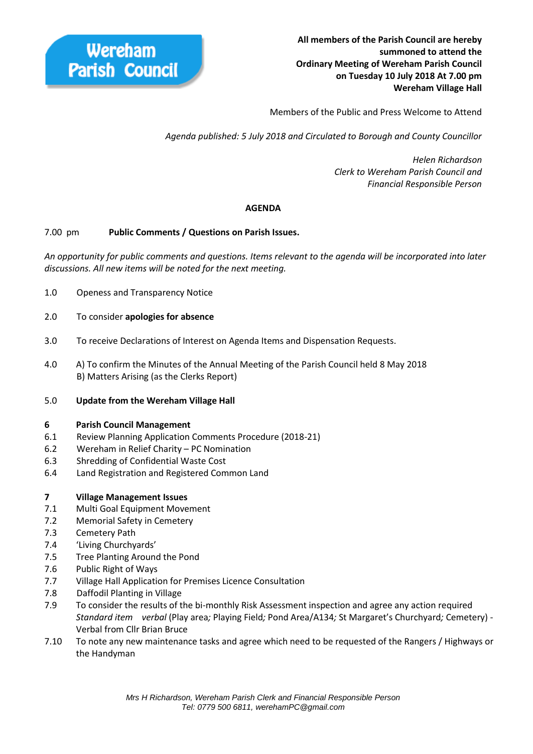**Wereham Parish Council**

**All members of the Parish Council are hereby summoned to attend the Ordinary Meeting of Wereham Parish Council on Tuesday 10 July 2018 At 7.00 pm Wereham Village Hall**

Members of the Public and Press Welcome to Attend

*Agenda published: 5 July 2018 and Circulated to Borough and County Councillor*

*Helen Richardson*
*Clerk to Wereham Parish Council and*
*Financial Responsible Person*

## AGENDA

7.00 pm **Public Comments / Questions on Parish Issues.**

*An opportunity for public comments and questions. Items relevant to the agenda will be incorporated into later discussions. All new items will be noted for the next meeting.*

1.0 Openess and Transparency Notice

2.0 To consider **apologies for absence**

3.0 To receive Declarations of Interest on Agenda Items and Dispensation Requests.

4.0 A) To confirm the Minutes of the Annual Meeting of the Parish Council held 8 May 2018
B) Matters Arising (as the Clerks Report)

5.0 **Update from the Wereham Village Hall**

**6 Parish Council Management**

6.1 Review Planning Application Comments Procedure (2018-21)
6.2 Wereham in Relief Charity – PC Nomination
6.3 Shredding of Confidential Waste Cost
6.4 Land Registration and Registered Common Land

**7 Village Management Issues**

7.1 Multi Goal Equipment Movement
7.2 Memorial Safety in Cemetery
7.3 Cemetery Path
7.4 'Living Churchyards'
7.5 Tree Planting Around the Pond
7.6 Public Right of Ways
7.7 Village Hall Application for Premises Licence Consultation
7.8 Daffodil Planting in Village
7.9 To consider the results of the bi-monthly Risk Assessment inspection and agree any action required *Standard item verbal* (Play area*;* Playing Field*;* Pond Area/A134*;* St Margaret's Churchyard*;* Cemetery) - Verbal from Cllr Brian Bruce
7.10 To note any new maintenance tasks and agree which need to be requested of the Rangers / Highways or the Handyman

*Mrs H Richardson, Wereham Parish Clerk and Financial Responsible Person*
*Tel: 0779 500 6811, werehamPC@gmail.com*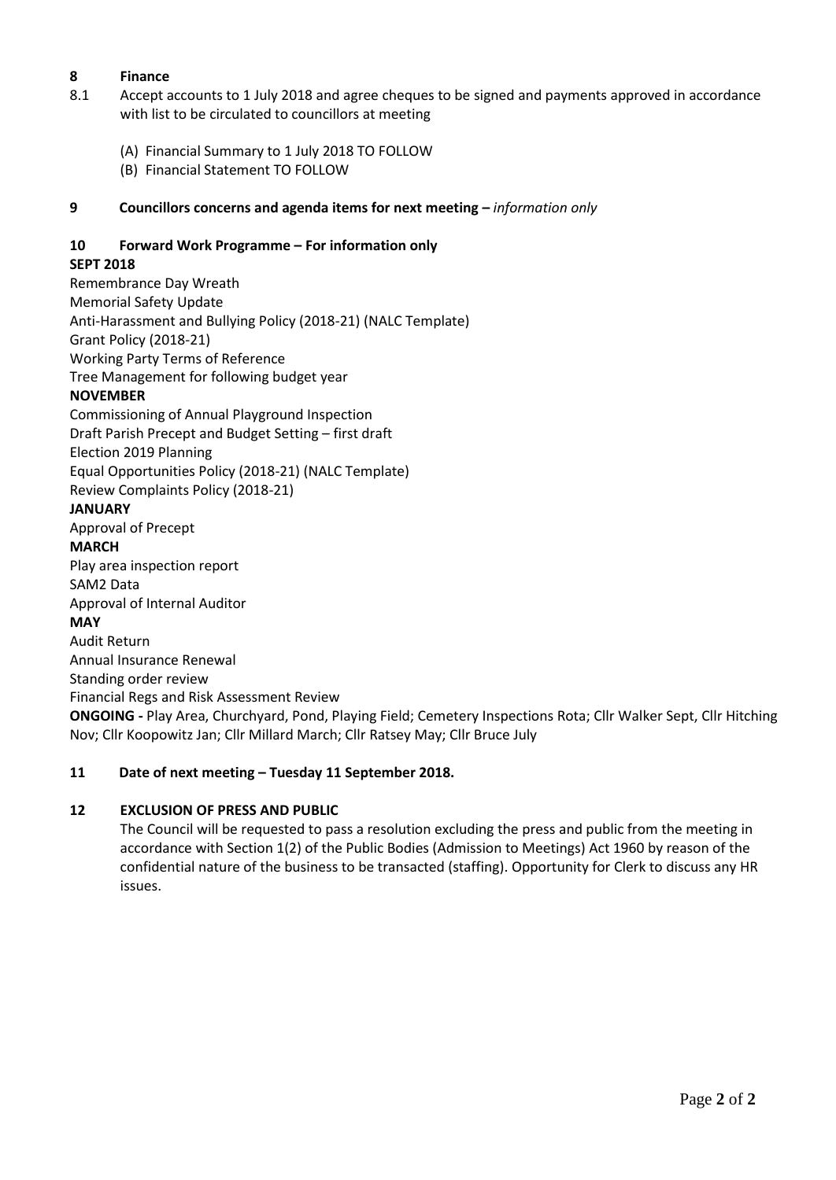## 8 Finance

8.1 Accept accounts to 1 July 2018 and agree cheques to be signed and payments approved in accordance with list to be circulated to councillors at meeting

(A) Financial Summary to 1 July 2018 TO FOLLOW
(B) Financial Statement TO FOLLOW

## 9 Councillors concerns and agenda items for next meeting – *information only*

## 10 Forward Work Programme – For information only

**SEPT 2018**

Remembrance Day Wreath
Memorial Safety Update
Anti-Harassment and Bullying Policy (2018-21) (NALC Template)
Grant Policy (2018-21)
Working Party Terms of Reference
Tree Management for following budget year

**NOVEMBER**

Commissioning of Annual Playground Inspection
Draft Parish Precept and Budget Setting – first draft
Election 2019 Planning
Equal Opportunities Policy (2018-21) (NALC Template)
Review Complaints Policy (2018-21)

**JANUARY**

Approval of Precept

**MARCH**

Play area inspection report
SAM2 Data
Approval of Internal Auditor

**MAY**

Audit Return
Annual Insurance Renewal
Standing order review
Financial Regs and Risk Assessment Review

**ONGOING -** Play Area, Churchyard, Pond, Playing Field; Cemetery Inspections Rota; Cllr Walker Sept, Cllr Hitching Nov; Cllr Koopowitz Jan; Cllr Millard March; Cllr Ratsey May; Cllr Bruce July

## 11 Date of next meeting – Tuesday 11 September 2018.

## 12 EXCLUSION OF PRESS AND PUBLIC

The Council will be requested to pass a resolution excluding the press and public from the meeting in accordance with Section 1(2) of the Public Bodies (Admission to Meetings) Act 1960 by reason of the confidential nature of the business to be transacted (staffing). Opportunity for Clerk to discuss any HR issues.